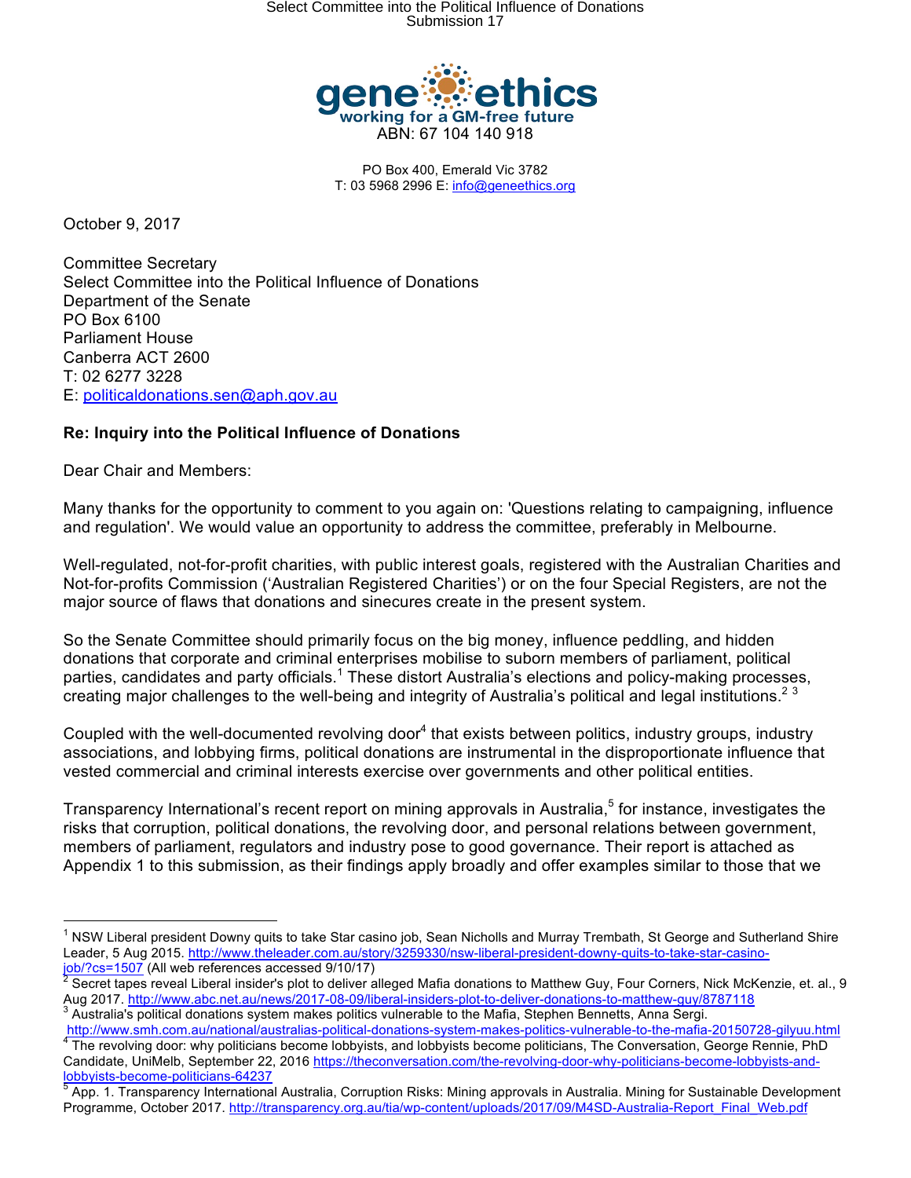gene ethics
working for a GM-free future
ABN: 67 104 140 918

PO Box 400, Emerald Vic 3782
T: 03 5968 2996 E: info@geneethics.org

October 9, 2017

Committee Secretary
Select Committee into the Political Influence of Donations
Department of the Senate
PO Box 6100
Parliament House
Canberra ACT 2600
T: 02 6277 3228
E: politicaldonations.sen@aph.gov.au

**Re: Inquiry into the Political Influence of Donations**

Dear Chair and Members:

Many thanks for the opportunity to comment to you again on: 'Questions relating to campaigning, influence and regulation'. We would value an opportunity to address the committee, preferably in Melbourne.

Well-regulated, not-for-profit charities, with public interest goals, registered with the Australian Charities and Not-for-profits Commission ('Australian Registered Charities') or on the four Special Registers, are not the major source of flaws that donations and sinecures create in the present system.

So the Senate Committee should primarily focus on the big money, influence peddling, and hidden donations that corporate and criminal enterprises mobilise to suborn members of parliament, political parties, candidates and party officials.[1] These distort Australia's elections and policy-making processes, creating major challenges to the well-being and integrity of Australia's political and legal institutions.[2] [3]

Coupled with the well-documented revolving door[4] that exists between politics, industry groups, industry associations, and lobbying firms, political donations are instrumental in the disproportionate influence that vested commercial and criminal interests exercise over governments and other political entities.

Transparency International's recent report on mining approvals in Australia,[5] for instance, investigates the risks that corruption, political donations, the revolving door, and personal relations between government, members of parliament, regulators and industry pose to good governance. Their report is attached as Appendix 1 to this submission, as their findings apply broadly and offer examples similar to those that we

---

[1] NSW Liberal president Downy quits to take Star casino job, Sean Nicholls and Murray Trembath, St George and Sutherland Shire Leader, 5 Aug 2015. http://www.theleader.com.au/story/3259330/nsw-liberal-president-downy-quits-to-take-star-casino-job/?cs=1507 (All web references accessed 9/10/17)

[2] Secret tapes reveal Liberal insider's plot to deliver alleged Mafia donations to Matthew Guy, Four Corners, Nick McKenzie, et. al., 9 Aug 2017. http://www.abc.net.au/news/2017-08-09/liberal-insiders-plot-to-deliver-donations-to-matthew-guy/8787118

[3] Australia's political donations system makes politics vulnerable to the Mafia, Stephen Bennetts, Anna Sergi. http://www.smh.com.au/national/australias-political-donations-system-makes-politics-vulnerable-to-the-mafia-20150728-gilyuu.html

[4] The revolving door: why politicians become lobbyists, and lobbyists become politicians, The Conversation, George Rennie, PhD Candidate, UniMelb, September 22, 2016 https://theconversation.com/the-revolving-door-why-politicians-become-lobbyists-and-lobbyists-become-politicians-64237

[5] App. 1. Transparency International Australia, Corruption Risks: Mining approvals in Australia. Mining for Sustainable Development Programme, October 2017. http://transparency.org.au/tia/wp-content/uploads/2017/09/M4SD-Australia-Report_Final_Web.pdf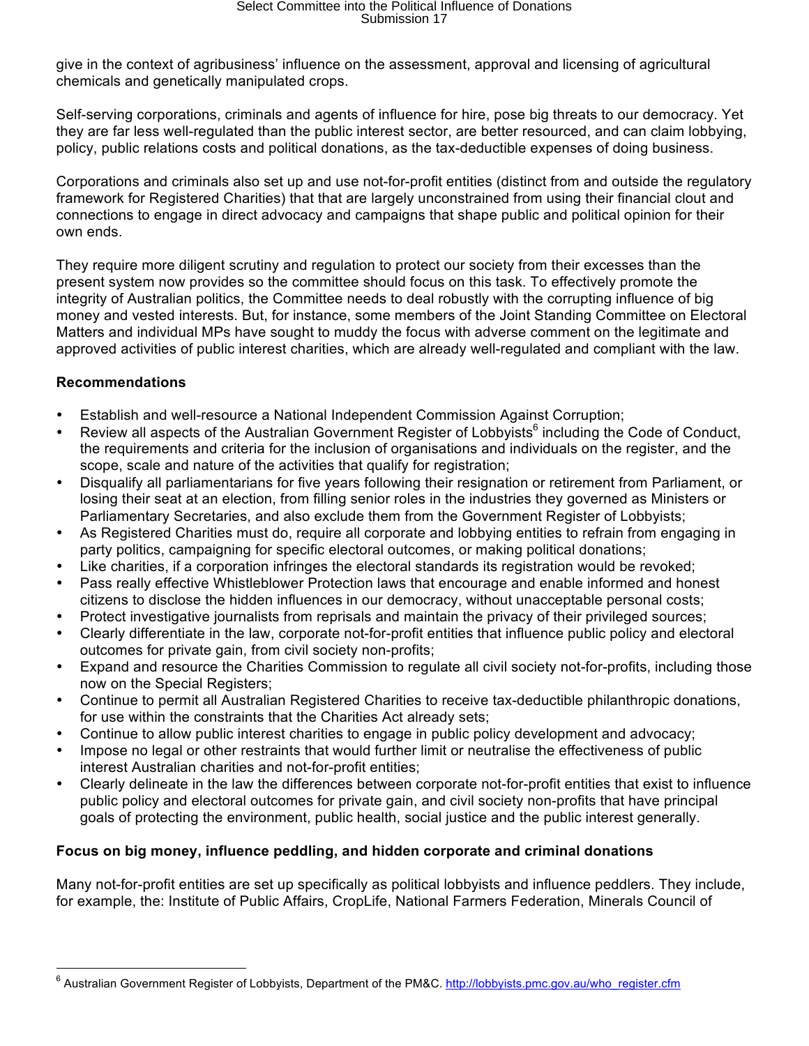give in the context of agribusiness' influence on the assessment, approval and licensing of agricultural chemicals and genetically manipulated crops.

Self-serving corporations, criminals and agents of influence for hire, pose big threats to our democracy. Yet they are far less well-regulated than the public interest sector, are better resourced, and can claim lobbying, policy, public relations costs and political donations, as the tax-deductible expenses of doing business.

Corporations and criminals also set up and use not-for-profit entities (distinct from and outside the regulatory framework for Registered Charities) that that are largely unconstrained from using their financial clout and connections to engage in direct advocacy and campaigns that shape public and political opinion for their own ends.

They require more diligent scrutiny and regulation to protect our society from their excesses than the present system now provides so the committee should focus on this task. To effectively promote the integrity of Australian politics, the Committee needs to deal robustly with the corrupting influence of big money and vested interests. But, for instance, some members of the Joint Standing Committee on Electoral Matters and individual MPs have sought to muddy the focus with adverse comment on the legitimate and approved activities of public interest charities, which are already well-regulated and compliant with the law.

**Recommendations**

- Establish and well-resource a National Independent Commission Against Corruption;
- Review all aspects of the Australian Government Register of Lobbyists[6] including the Code of Conduct, the requirements and criteria for the inclusion of organisations and individuals on the register, and the scope, scale and nature of the activities that qualify for registration;
- Disqualify all parliamentarians for five years following their resignation or retirement from Parliament, or losing their seat at an election, from filling senior roles in the industries they governed as Ministers or Parliamentary Secretaries, and also exclude them from the Government Register of Lobbyists;
- As Registered Charities must do, require all corporate and lobbying entities to refrain from engaging in party politics, campaigning for specific electoral outcomes, or making political donations;
- Like charities, if a corporation infringes the electoral standards its registration would be revoked;
- Pass really effective Whistleblower Protection laws that encourage and enable informed and honest citizens to disclose the hidden influences in our democracy, without unacceptable personal costs;
- Protect investigative journalists from reprisals and maintain the privacy of their privileged sources;
- Clearly differentiate in the law, corporate not-for-profit entities that influence public policy and electoral outcomes for private gain, from civil society non-profits;
- Expand and resource the Charities Commission to regulate all civil society not-for-profits, including those now on the Special Registers;
- Continue to permit all Australian Registered Charities to receive tax-deductible philanthropic donations, for use within the constraints that the Charities Act already sets;
- Continue to allow public interest charities to engage in public policy development and advocacy;
- Impose no legal or other restraints that would further limit or neutralise the effectiveness of public interest Australian charities and not-for-profit entities;
- Clearly delineate in the law the differences between corporate not-for-profit entities that exist to influence public policy and electoral outcomes for private gain, and civil society non-profits that have principal goals of protecting the environment, public health, social justice and the public interest generally.

**Focus on big money, influence peddling, and hidden corporate and criminal donations**

Many not-for-profit entities are set up specifically as political lobbyists and influence peddlers. They include, for example, the: Institute of Public Affairs, CropLife, National Farmers Federation, Minerals Council of

[6] Australian Government Register of Lobbyists, Department of the PM&C. http://lobbyists.pmc.gov.au/who_register.cfm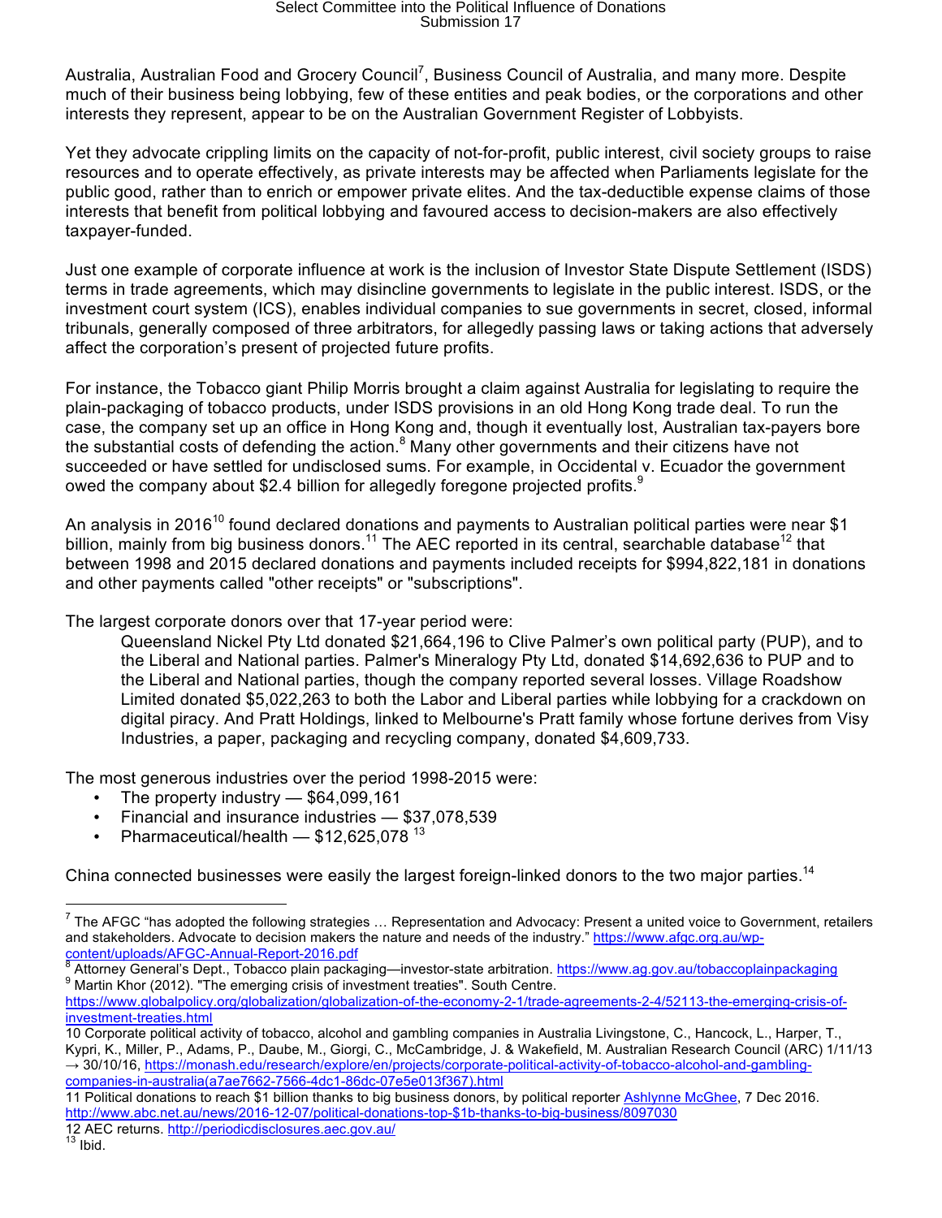Australia, Australian Food and Grocery Council[7], Business Council of Australia, and many more. Despite much of their business being lobbying, few of these entities and peak bodies, or the corporations and other interests they represent, appear to be on the Australian Government Register of Lobbyists.

Yet they advocate crippling limits on the capacity of not-for-profit, public interest, civil society groups to raise resources and to operate effectively, as private interests may be affected when Parliaments legislate for the public good, rather than to enrich or empower private elites. And the tax-deductible expense claims of those interests that benefit from political lobbying and favoured access to decision-makers are also effectively taxpayer-funded.

Just one example of corporate influence at work is the inclusion of Investor State Dispute Settlement (ISDS) terms in trade agreements, which may disincline governments to legislate in the public interest. ISDS, or the investment court system (ICS), enables individual companies to sue governments in secret, closed, informal tribunals, generally composed of three arbitrators, for allegedly passing laws or taking actions that adversely affect the corporation's present of projected future profits.

For instance, the Tobacco giant Philip Morris brought a claim against Australia for legislating to require the plain-packaging of tobacco products, under ISDS provisions in an old Hong Kong trade deal. To run the case, the company set up an office in Hong Kong and, though it eventually lost, Australian tax-payers bore the substantial costs of defending the action.[8] Many other governments and their citizens have not succeeded or have settled for undisclosed sums. For example, in Occidental v. Ecuador the government owed the company about $2.4 billion for allegedly foregone projected profits.[9]

An analysis in 2016[10] found declared donations and payments to Australian political parties were near $1 billion, mainly from big business donors.[11] The AEC reported in its central, searchable database[12] that between 1998 and 2015 declared donations and payments included receipts for $994,822,181 in donations and other payments called "other receipts" or "subscriptions".

The largest corporate donors over that 17-year period were:

> Queensland Nickel Pty Ltd donated $21,664,196 to Clive Palmer's own political party (PUP), and to the Liberal and National parties. Palmer's Mineralogy Pty Ltd, donated $14,692,636 to PUP and to the Liberal and National parties, though the company reported several losses. Village Roadshow Limited donated $5,022,263 to both the Labor and Liberal parties while lobbying for a crackdown on digital piracy. And Pratt Holdings, linked to Melbourne's Pratt family whose fortune derives from Visy Industries, a paper, packaging and recycling company, donated $4,609,733.

The most generous industries over the period 1998-2015 were:

- The property industry — $64,099,161
- Financial and insurance industries — $37,078,539
- Pharmaceutical/health — $12,625,078 [13]

China connected businesses were easily the largest foreign-linked donors to the two major parties.[14]

---

[7] The AFGC "has adopted the following strategies … Representation and Advocacy: Present a united voice to Government, retailers and stakeholders. Advocate to decision makers the nature and needs of the industry." https://www.afgc.org.au/wp-content/uploads/AFGC-Annual-Report-2016.pdf

[8] Attorney General's Dept., Tobacco plain packaging—investor-state arbitration. https://www.ag.gov.au/tobaccoplainpackaging

[9] Martin Khor (2012). "The emerging crisis of investment treaties". South Centre. https://www.globalpolicy.org/globalization/globalization-of-the-economy-2-1/trade-agreements-2-4/52113-the-emerging-crisis-of-investment-treaties.html

10 Corporate political activity of tobacco, alcohol and gambling companies in Australia Livingstone, C., Hancock, L., Harper, T., Kypri, K., Miller, P., Adams, P., Daube, M., Giorgi, C., McCambridge, J. & Wakefield, M. Australian Research Council (ARC) 1/11/13 → 30/10/16, https://monash.edu/research/explore/en/projects/corporate-political-activity-of-tobacco-alcohol-and-gambling-companies-in-australia(a7ae7662-7566-4dc1-86dc-07e5e013f367).html

11 Political donations to reach $1 billion thanks to big business donors, by political reporter Ashlynne McGhee, 7 Dec 2016. http://www.abc.net.au/news/2016-12-07/political-donations-top-$1b-thanks-to-big-business/8097030

12 AEC returns. http://periodicdisclosures.aec.gov.au/

[13] Ibid.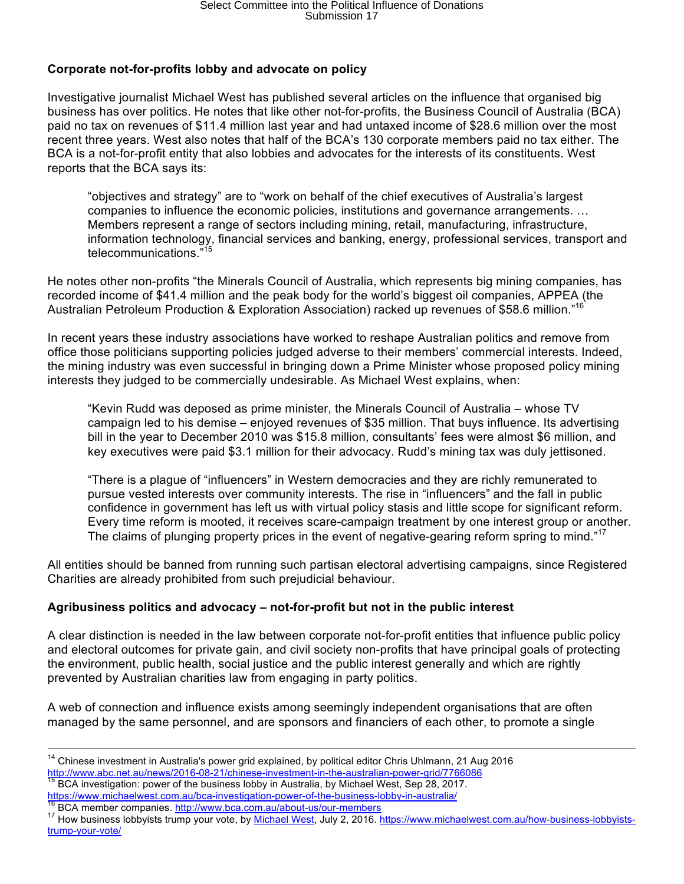**Corporate not-for-profits lobby and advocate on policy**

Investigative journalist Michael West has published several articles on the influence that organised big business has over politics. He notes that like other not-for-profits, the Business Council of Australia (BCA) paid no tax on revenues of $11.4 million last year and had untaxed income of $28.6 million over the most recent three years. West also notes that half of the BCA's 130 corporate members paid no tax either. The BCA is a not-for-profit entity that also lobbies and advocates for the interests of its constituents. West reports that the BCA says its:

> "objectives and strategy" are to "work on behalf of the chief executives of Australia's largest companies to influence the economic policies, institutions and governance arrangements. … Members represent a range of sectors including mining, retail, manufacturing, infrastructure, information technology, financial services and banking, energy, professional services, transport and telecommunications."[15]

He notes other non-profits "the Minerals Council of Australia, which represents big mining companies, has recorded income of $41.4 million and the peak body for the world's biggest oil companies, APPEA (the Australian Petroleum Production & Exploration Association) racked up revenues of $58.6 million."[16]

In recent years these industry associations have worked to reshape Australian politics and remove from office those politicians supporting policies judged adverse to their members' commercial interests. Indeed, the mining industry was even successful in bringing down a Prime Minister whose proposed policy mining interests they judged to be commercially undesirable. As Michael West explains, when:

> "Kevin Rudd was deposed as prime minister, the Minerals Council of Australia – whose TV campaign led to his demise – enjoyed revenues of $35 million. That buys influence. Its advertising bill in the year to December 2010 was $15.8 million, consultants' fees were almost $6 million, and key executives were paid $3.1 million for their advocacy. Rudd's mining tax was duly jettisoned.
>
> "There is a plague of "influencers" in Western democracies and they are richly remunerated to pursue vested interests over community interests. The rise in "influencers" and the fall in public confidence in government has left us with virtual policy stasis and little scope for significant reform. Every time reform is mooted, it receives scare-campaign treatment by one interest group or another. The claims of plunging property prices in the event of negative-gearing reform spring to mind."[17]

All entities should be banned from running such partisan electoral advertising campaigns, since Registered Charities are already prohibited from such prejudicial behaviour.

**Agribusiness politics and advocacy – not-for-profit but not in the public interest**

A clear distinction is needed in the law between corporate not-for-profit entities that influence public policy and electoral outcomes for private gain, and civil society non-profits that have principal goals of protecting the environment, public health, social justice and the public interest generally and which are rightly prevented by Australian charities law from engaging in party politics.

A web of connection and influence exists among seemingly independent organisations that are often managed by the same personnel, and are sponsors and financiers of each other, to promote a single

---

[14] Chinese investment in Australia's power grid explained, by political editor Chris Uhlmann, 21 Aug 2016 http://www.abc.net.au/news/2016-08-21/chinese-investment-in-the-australian-power-grid/7766086

[15] BCA investigation: power of the business lobby in Australia, by Michael West, Sep 28, 2017. https://www.michaelwest.com.au/bca-investigation-power-of-the-business-lobby-in-australia/

[16] BCA member companies. http://www.bca.com.au/about-us/our-members

[17] How business lobbyists trump your vote, by Michael West, July 2, 2016. https://www.michaelwest.com.au/how-business-lobbyists-trump-your-vote/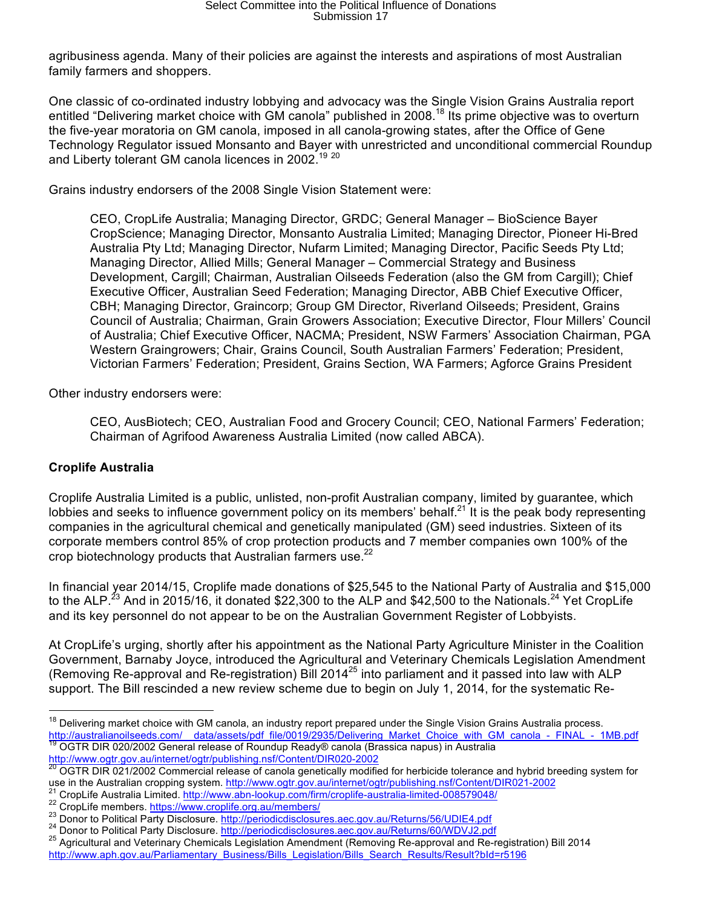agribusiness agenda. Many of their policies are against the interests and aspirations of most Australian family farmers and shoppers.

One classic of co-ordinated industry lobbying and advocacy was the Single Vision Grains Australia report entitled "Delivering market choice with GM canola" published in 2008.[18] Its prime objective was to overturn the five-year moratoria on GM canola, imposed in all canola-growing states, after the Office of Gene Technology Regulator issued Monsanto and Bayer with unrestricted and unconditional commercial Roundup and Liberty tolerant GM canola licences in 2002.[19] [20]

Grains industry endorsers of the 2008 Single Vision Statement were:

> CEO, CropLife Australia; Managing Director, GRDC; General Manager – BioScience Bayer CropScience; Managing Director, Monsanto Australia Limited; Managing Director, Pioneer Hi-Bred Australia Pty Ltd; Managing Director, Nufarm Limited; Managing Director, Pacific Seeds Pty Ltd; Managing Director, Allied Mills; General Manager – Commercial Strategy and Business Development, Cargill; Chairman, Australian Oilseeds Federation (also the GM from Cargill); Chief Executive Officer, Australian Seed Federation; Managing Director, ABB Chief Executive Officer, CBH; Managing Director, Graincorp; Group GM Director, Riverland Oilseeds; President, Grains Council of Australia; Chairman, Grain Growers Association; Executive Director, Flour Millers' Council of Australia; Chief Executive Officer, NACMA; President, NSW Farmers' Association Chairman, PGA Western Graingrowers; Chair, Grains Council, South Australian Farmers' Federation; President, Victorian Farmers' Federation; President, Grains Section, WA Farmers; Agforce Grains President

Other industry endorsers were:

> CEO, AusBiotech; CEO, Australian Food and Grocery Council; CEO, National Farmers' Federation; Chairman of Agrifood Awareness Australia Limited (now called ABCA).

**Croplife Australia**

Croplife Australia Limited is a public, unlisted, non-profit Australian company, limited by guarantee, which lobbies and seeks to influence government policy on its members' behalf.[21] It is the peak body representing companies in the agricultural chemical and genetically manipulated (GM) seed industries. Sixteen of its corporate members control 85% of crop protection products and 7 member companies own 100% of the crop biotechnology products that Australian farmers use.[22]

In financial year 2014/15, Croplife made donations of $25,545 to the National Party of Australia and $15,000 to the ALP.[23] And in 2015/16, it donated $22,300 to the ALP and $42,500 to the Nationals.[24] Yet CropLife and its key personnel do not appear to be on the Australian Government Register of Lobbyists.

At CropLife's urging, shortly after his appointment as the National Party Agriculture Minister in the Coalition Government, Barnaby Joyce, introduced the Agricultural and Veterinary Chemicals Legislation Amendment (Removing Re-approval and Re-registration) Bill 2014[25] into parliament and it passed into law with ALP support. The Bill rescinded a new review scheme due to begin on July 1, 2014, for the systematic Re-

---

[18] Delivering market choice with GM canola, an industry report prepared under the Single Vision Grains Australia process. http://australianoilseeds.com/__data/assets/pdf_file/0019/2935/Delivering_Market_Choice_with_GM_canola_-_FINAL_-_1MB.pdf

[19] OGTR DIR 020/2002 General release of Roundup Ready® canola (Brassica napus) in Australia http://www.ogtr.gov.au/internet/ogtr/publishing.nsf/Content/DIR020-2002

[20] OGTR DIR 021/2002 Commercial release of canola genetically modified for herbicide tolerance and hybrid breeding system for use in the Australian cropping system. http://www.ogtr.gov.au/internet/ogtr/publishing.nsf/Content/DIR021-2002

[21] CropLife Australia Limited. http://www.abn-lookup.com/firm/croplife-australia-limited-008579048/

[22] CropLife members. https://www.croplife.org.au/members/

[23] Donor to Political Party Disclosure. http://periodicdisclosures.aec.gov.au/Returns/56/UDIE4.pdf

[24] Donor to Political Party Disclosure. http://periodicdisclosures.aec.gov.au/Returns/60/WDVJ2.pdf

[25] Agricultural and Veterinary Chemicals Legislation Amendment (Removing Re-approval and Re-registration) Bill 2014 http://www.aph.gov.au/Parliamentary_Business/Bills_Legislation/Bills_Search_Results/Result?bId=r5196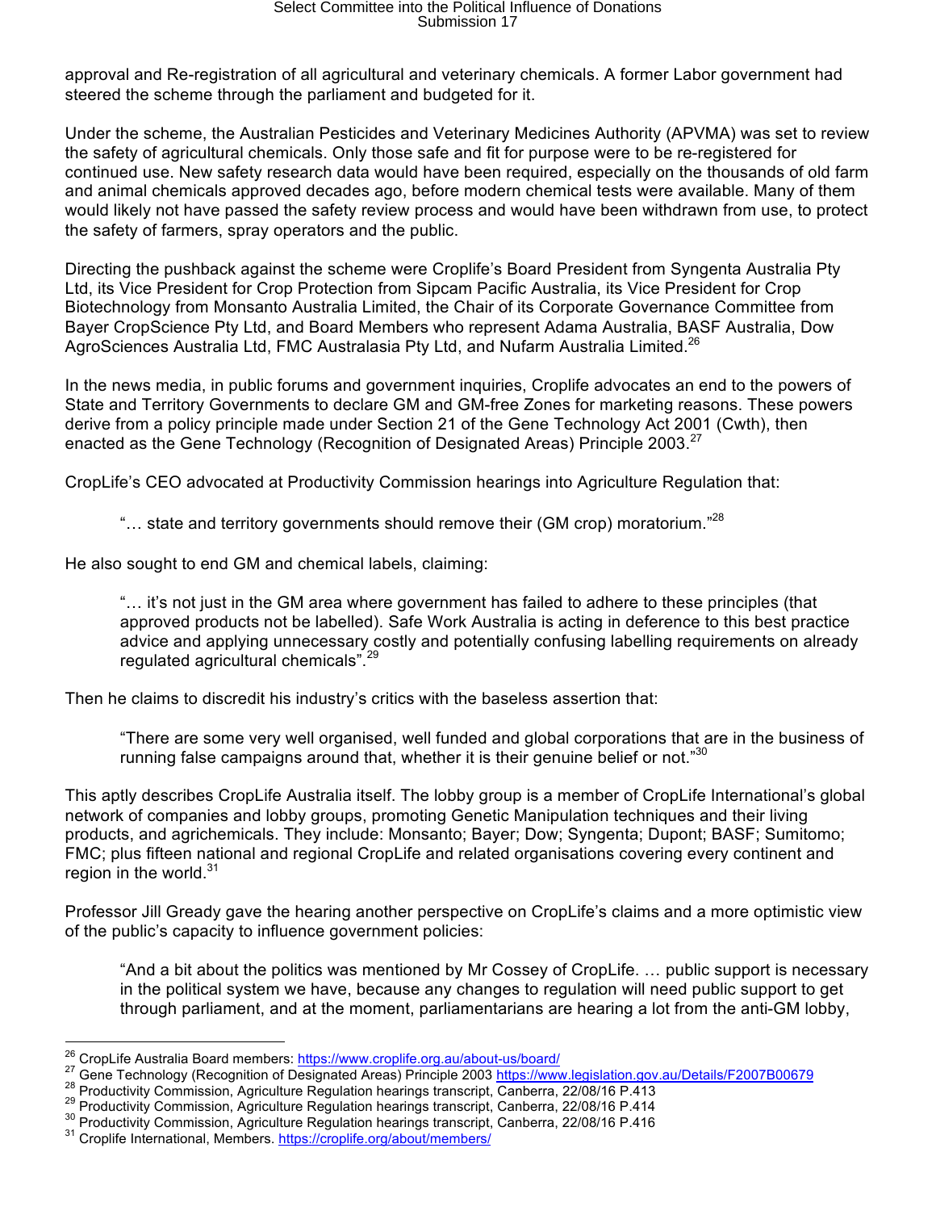approval and Re-registration of all agricultural and veterinary chemicals. A former Labor government had steered the scheme through the parliament and budgeted for it.

Under the scheme, the Australian Pesticides and Veterinary Medicines Authority (APVMA) was set to review the safety of agricultural chemicals. Only those safe and fit for purpose were to be re-registered for continued use. New safety research data would have been required, especially on the thousands of old farm and animal chemicals approved decades ago, before modern chemical tests were available. Many of them would likely not have passed the safety review process and would have been withdrawn from use, to protect the safety of farmers, spray operators and the public.

Directing the pushback against the scheme were Croplife's Board President from Syngenta Australia Pty Ltd, its Vice President for Crop Protection from Sipcam Pacific Australia, its Vice President for Crop Biotechnology from Monsanto Australia Limited, the Chair of its Corporate Governance Committee from Bayer CropScience Pty Ltd, and Board Members who represent Adama Australia, BASF Australia, Dow AgroSciences Australia Ltd, FMC Australasia Pty Ltd, and Nufarm Australia Limited.[26]

In the news media, in public forums and government inquiries, Croplife advocates an end to the powers of State and Territory Governments to declare GM and GM-free Zones for marketing reasons. These powers derive from a policy principle made under Section 21 of the Gene Technology Act 2001 (Cwth), then enacted as the Gene Technology (Recognition of Designated Areas) Principle 2003.[27]

CropLife's CEO advocated at Productivity Commission hearings into Agriculture Regulation that:

> "… state and territory governments should remove their (GM crop) moratorium."[28]

He also sought to end GM and chemical labels, claiming:

> "… it's not just in the GM area where government has failed to adhere to these principles (that approved products not be labelled). Safe Work Australia is acting in deference to this best practice advice and applying unnecessary costly and potentially confusing labelling requirements on already regulated agricultural chemicals".[29]

Then he claims to discredit his industry's critics with the baseless assertion that:

> "There are some very well organised, well funded and global corporations that are in the business of running false campaigns around that, whether it is their genuine belief or not."[30]

This aptly describes CropLife Australia itself. The lobby group is a member of CropLife International's global network of companies and lobby groups, promoting Genetic Manipulation techniques and their living products, and agrichemicals. They include: Monsanto; Bayer; Dow; Syngenta; Dupont; BASF; Sumitomo; FMC; plus fifteen national and regional CropLife and related organisations covering every continent and region in the world.[31]

Professor Jill Gready gave the hearing another perspective on CropLife's claims and a more optimistic view of the public's capacity to influence government policies:

> "And a bit about the politics was mentioned by Mr Cossey of CropLife. … public support is necessary in the political system we have, because any changes to regulation will need public support to get through parliament, and at the moment, parliamentarians are hearing a lot from the anti-GM lobby,

---

[26] CropLife Australia Board members: https://www.croplife.org.au/about-us/board/
[27] Gene Technology (Recognition of Designated Areas) Principle 2003 https://www.legislation.gov.au/Details/F2007B00679
[28] Productivity Commission, Agriculture Regulation hearings transcript, Canberra, 22/08/16 P.413
[29] Productivity Commission, Agriculture Regulation hearings transcript, Canberra, 22/08/16 P.414
[30] Productivity Commission, Agriculture Regulation hearings transcript, Canberra, 22/08/16 P.416
[31] Croplife International, Members. https://croplife.org/about/members/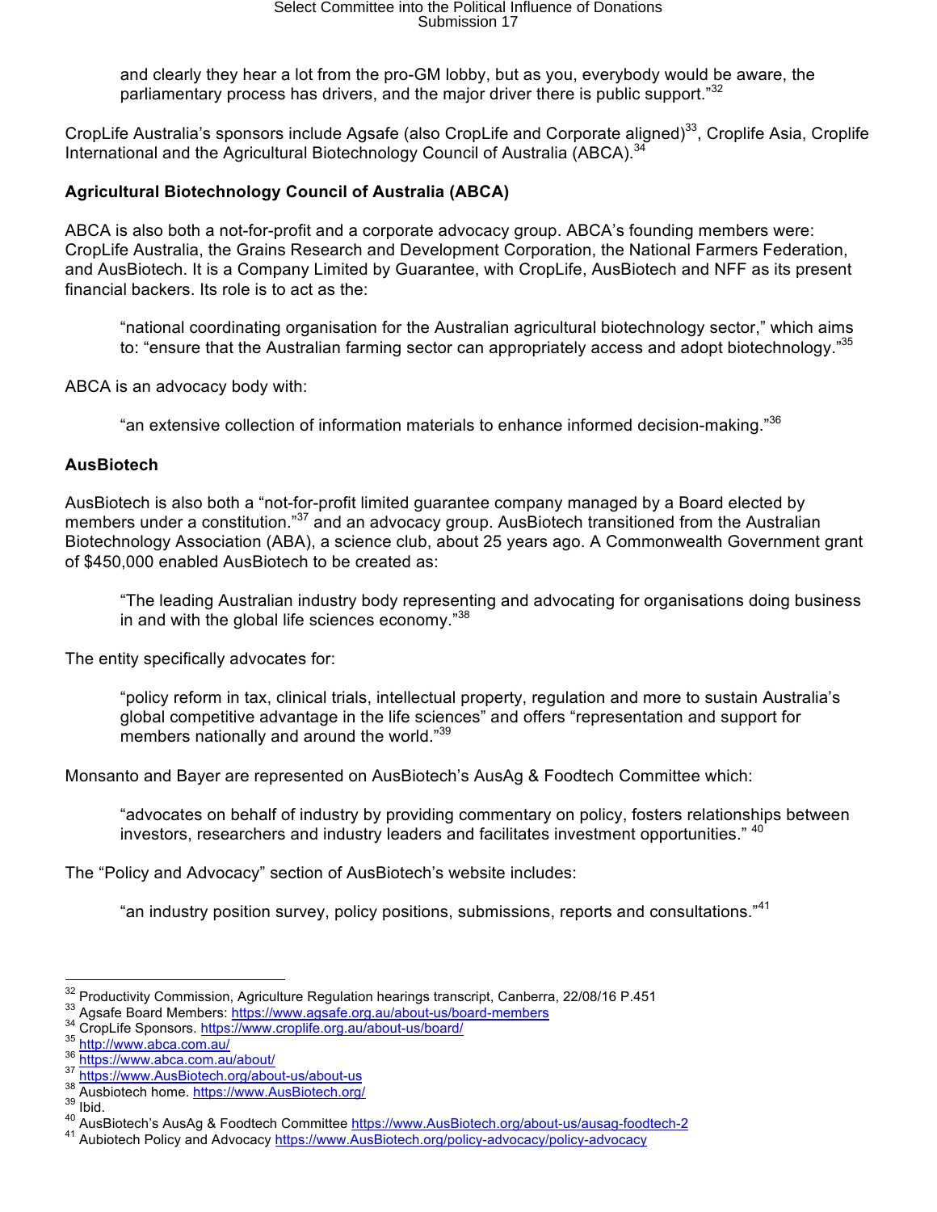and clearly they hear a lot from the pro-GM lobby, but as you, everybody would be aware, the parliamentary process has drivers, and the major driver there is public support."[32]

CropLife Australia's sponsors include Agsafe (also CropLife and Corporate aligned)[33], Croplife Asia, Croplife International and the Agricultural Biotechnology Council of Australia (ABCA).[34]

**Agricultural Biotechnology Council of Australia (ABCA)**

ABCA is also both a not-for-profit and a corporate advocacy group. ABCA's founding members were: CropLife Australia, the Grains Research and Development Corporation, the National Farmers Federation, and AusBiotech. It is a Company Limited by Guarantee, with CropLife, AusBiotech and NFF as its present financial backers. Its role is to act as the:

> "national coordinating organisation for the Australian agricultural biotechnology sector," which aims to: "ensure that the Australian farming sector can appropriately access and adopt biotechnology."[35]

ABCA is an advocacy body with:

> "an extensive collection of information materials to enhance informed decision-making."[36]

**AusBiotech**

AusBiotech is also both a "not-for-profit limited guarantee company managed by a Board elected by members under a constitution."[37] and an advocacy group. AusBiotech transitioned from the Australian Biotechnology Association (ABA), a science club, about 25 years ago. A Commonwealth Government grant of $450,000 enabled AusBiotech to be created as:

> "The leading Australian industry body representing and advocating for organisations doing business in and with the global life sciences economy."[38]

The entity specifically advocates for:

> "policy reform in tax, clinical trials, intellectual property, regulation and more to sustain Australia's global competitive advantage in the life sciences" and offers "representation and support for members nationally and around the world."[39]

Monsanto and Bayer are represented on AusBiotech's AusAg & Foodtech Committee which:

> "advocates on behalf of industry by providing commentary on policy, fosters relationships between investors, researchers and industry leaders and facilitates investment opportunities." [40]

The "Policy and Advocacy" section of AusBiotech's website includes:

> "an industry position survey, policy positions, submissions, reports and consultations."[41]

---

[32] Productivity Commission, Agriculture Regulation hearings transcript, Canberra, 22/08/16 P.451
[33] Agsafe Board Members: https://www.agsafe.org.au/about-us/board-members
[34] CropLife Sponsors. https://www.croplife.org.au/about-us/board/
[35] http://www.abca.com.au/
[36] https://www.abca.com.au/about/
[37] https://www.AusBiotech.org/about-us/about-us
[38] Ausbiotech home. https://www.AusBiotech.org/
[39] Ibid.
[40] AusBiotech's AusAg & Foodtech Committee https://www.AusBiotech.org/about-us/ausag-foodtech-2
[41] Aubiotech Policy and Advocacy https://www.AusBiotech.org/policy-advocacy/policy-advocacy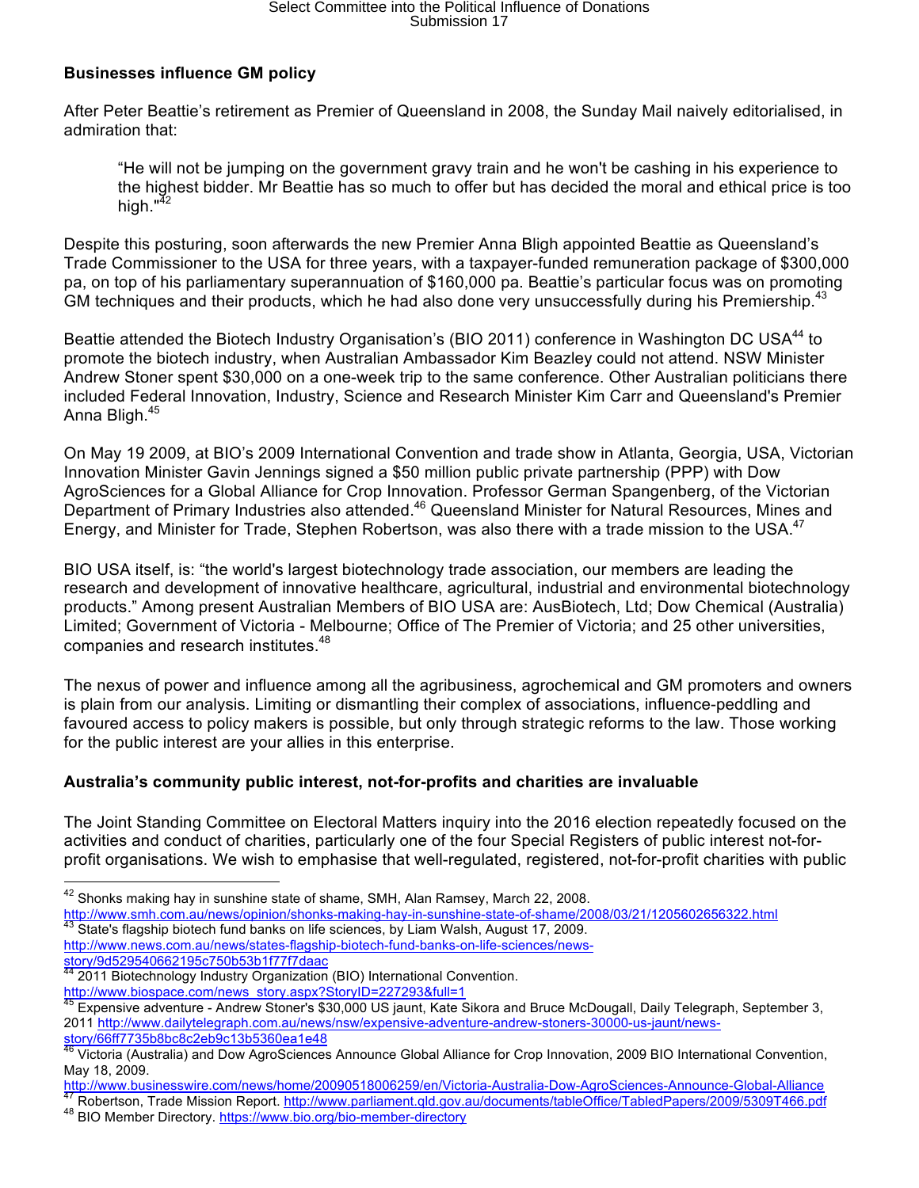**Businesses influence GM policy**

After Peter Beattie's retirement as Premier of Queensland in 2008, the Sunday Mail naively editorialised, in admiration that:

> "He will not be jumping on the government gravy train and he won't be cashing in his experience to the highest bidder. Mr Beattie has so much to offer but has decided the moral and ethical price is too high."[42]

Despite this posturing, soon afterwards the new Premier Anna Bligh appointed Beattie as Queensland's Trade Commissioner to the USA for three years, with a taxpayer-funded remuneration package of $300,000 pa, on top of his parliamentary superannuation of $160,000 pa. Beattie's particular focus was on promoting GM techniques and their products, which he had also done very unsuccessfully during his Premiership.[43]

Beattie attended the Biotech Industry Organisation's (BIO 2011) conference in Washington DC USA[44] to promote the biotech industry, when Australian Ambassador Kim Beazley could not attend. NSW Minister Andrew Stoner spent $30,000 on a one-week trip to the same conference. Other Australian politicians there included Federal Innovation, Industry, Science and Research Minister Kim Carr and Queensland's Premier Anna Bligh.[45]

On May 19 2009, at BIO's 2009 International Convention and trade show in Atlanta, Georgia, USA, Victorian Innovation Minister Gavin Jennings signed a $50 million public private partnership (PPP) with Dow AgroSciences for a Global Alliance for Crop Innovation. Professor German Spangenberg, of the Victorian Department of Primary Industries also attended.[46] Queensland Minister for Natural Resources, Mines and Energy, and Minister for Trade, Stephen Robertson, was also there with a trade mission to the USA.[47]

BIO USA itself, is: "the world's largest biotechnology trade association, our members are leading the research and development of innovative healthcare, agricultural, industrial and environmental biotechnology products." Among present Australian Members of BIO USA are: AusBiotech, Ltd; Dow Chemical (Australia) Limited; Government of Victoria - Melbourne; Office of The Premier of Victoria; and 25 other universities, companies and research institutes.[48]

The nexus of power and influence among all the agribusiness, agrochemical and GM promoters and owners is plain from our analysis. Limiting or dismantling their complex of associations, influence-peddling and favoured access to policy makers is possible, but only through strategic reforms to the law. Those working for the public interest are your allies in this enterprise.

**Australia's community public interest, not-for-profits and charities are invaluable**

The Joint Standing Committee on Electoral Matters inquiry into the 2016 election repeatedly focused on the activities and conduct of charities, particularly one of the four Special Registers of public interest not-for-profit organisations. We wish to emphasise that well-regulated, registered, not-for-profit charities with public

---

[42] Shonks making hay in sunshine state of shame, SMH, Alan Ramsey, March 22, 2008. http://www.smh.com.au/news/opinion/shonks-making-hay-in-sunshine-state-of-shame/2008/03/21/1205602656322.html

[43] State's flagship biotech fund banks on life sciences, by Liam Walsh, August 17, 2009. http://www.news.com.au/news/states-flagship-biotech-fund-banks-on-life-sciences/news-story/9d529540662195c750b53b1f77f7daac

[44] 2011 Biotechnology Industry Organization (BIO) International Convention. http://www.biospace.com/news_story.aspx?StoryID=227293&full=1

[45] Expensive adventure - Andrew Stoner's $30,000 US jaunt, Kate Sikora and Bruce McDougall, Daily Telegraph, September 3, 2011 http://www.dailytelegraph.com.au/news/nsw/expensive-adventure-andrew-stoners-30000-us-jaunt/news-story/66ff7735b8bc8c2eb9c13b5360ea1e48

[46] Victoria (Australia) and Dow AgroSciences Announce Global Alliance for Crop Innovation, 2009 BIO International Convention, May 18, 2009. http://www.businesswire.com/news/home/20090518006259/en/Victoria-Australia-Dow-AgroSciences-Announce-Global-Alliance

[47] Robertson, Trade Mission Report. http://www.parliament.qld.gov.au/documents/tableOffice/TabledPapers/2009/5309T466.pdf

[48] BIO Member Directory. https://www.bio.org/bio-member-directory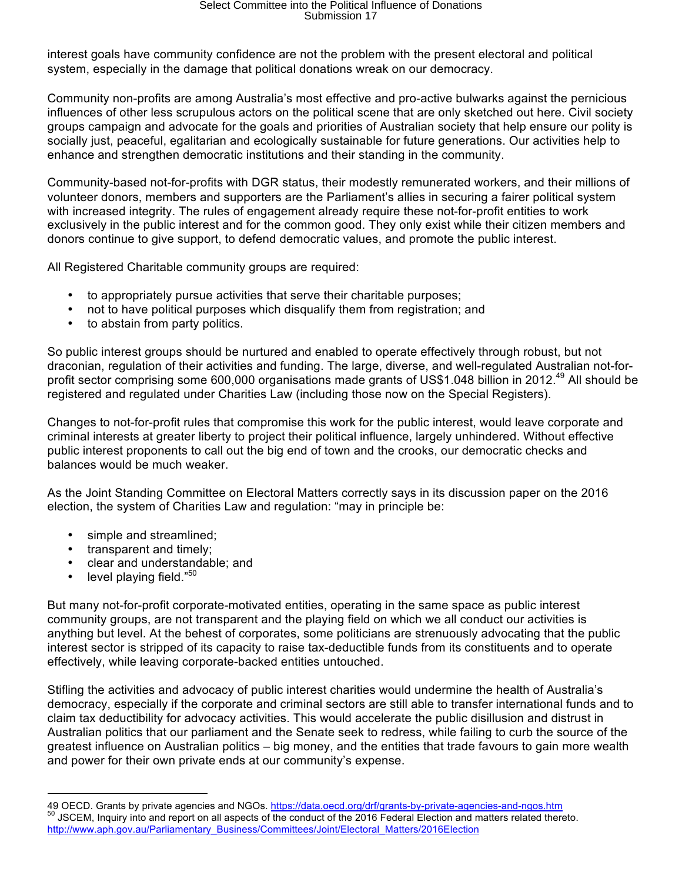interest goals have community confidence are not the problem with the present electoral and political system, especially in the damage that political donations wreak on our democracy.

Community non-profits are among Australia's most effective and pro-active bulwarks against the pernicious influences of other less scrupulous actors on the political scene that are only sketched out here. Civil society groups campaign and advocate for the goals and priorities of Australian society that help ensure our polity is socially just, peaceful, egalitarian and ecologically sustainable for future generations. Our activities help to enhance and strengthen democratic institutions and their standing in the community.

Community-based not-for-profits with DGR status, their modestly remunerated workers, and their millions of volunteer donors, members and supporters are the Parliament's allies in securing a fairer political system with increased integrity. The rules of engagement already require these not-for-profit entities to work exclusively in the public interest and for the common good. They only exist while their citizen members and donors continue to give support, to defend democratic values, and promote the public interest.

All Registered Charitable community groups are required:

- to appropriately pursue activities that serve their charitable purposes;
- not to have political purposes which disqualify them from registration; and
- to abstain from party politics.

So public interest groups should be nurtured and enabled to operate effectively through robust, but not draconian, regulation of their activities and funding. The large, diverse, and well-regulated Australian not-for-profit sector comprising some 600,000 organisations made grants of US$1.048 billion in 2012.[49] All should be registered and regulated under Charities Law (including those now on the Special Registers).

Changes to not-for-profit rules that compromise this work for the public interest, would leave corporate and criminal interests at greater liberty to project their political influence, largely unhindered. Without effective public interest proponents to call out the big end of town and the crooks, our democratic checks and balances would be much weaker.

As the Joint Standing Committee on Electoral Matters correctly says in its discussion paper on the 2016 election, the system of Charities Law and regulation: "may in principle be:

- simple and streamlined;
- transparent and timely;
- clear and understandable; and
- level playing field."[50]

But many not-for-profit corporate-motivated entities, operating in the same space as public interest community groups, are not transparent and the playing field on which we all conduct our activities is anything but level. At the behest of corporates, some politicians are strenuously advocating that the public interest sector is stripped of its capacity to raise tax-deductible funds from its constituents and to operate effectively, while leaving corporate-backed entities untouched.

Stifling the activities and advocacy of public interest charities would undermine the health of Australia's democracy, especially if the corporate and criminal sectors are still able to transfer international funds and to claim tax deductibility for advocacy activities. This would accelerate the public disillusion and distrust in Australian politics that our parliament and the Senate seek to redress, while failing to curb the source of the greatest influence on Australian politics – big money, and the entities that trade favours to gain more wealth and power for their own private ends at our community's expense.

---

49 OECD. Grants by private agencies and NGOs. https://data.oecd.org/drf/grants-by-private-agencies-and-ngos.htm

50 JSCEM, Inquiry into and report on all aspects of the conduct of the 2016 Federal Election and matters related thereto. http://www.aph.gov.au/Parliamentary_Business/Committees/Joint/Electoral_Matters/2016Election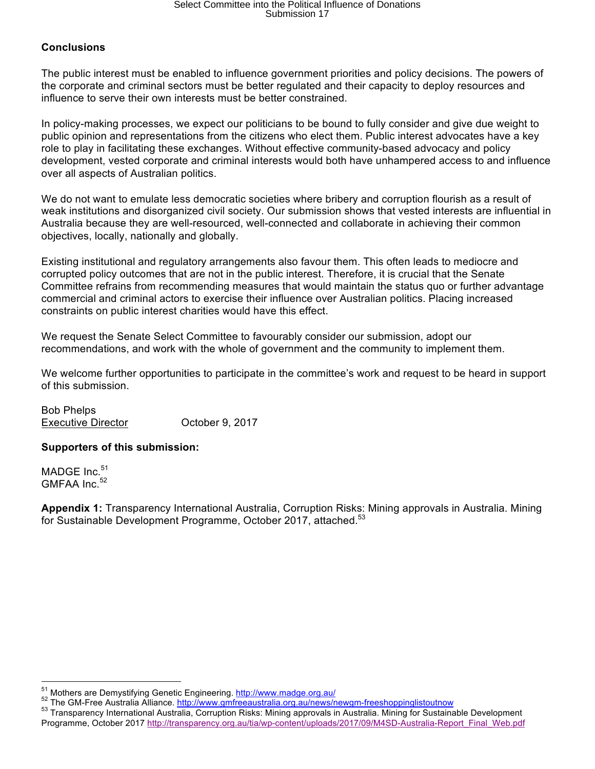**Conclusions**

The public interest must be enabled to influence government priorities and policy decisions. The powers of the corporate and criminal sectors must be better regulated and their capacity to deploy resources and influence to serve their own interests must be better constrained.

In policy-making processes, we expect our politicians to be bound to fully consider and give due weight to public opinion and representations from the citizens who elect them. Public interest advocates have a key role to play in facilitating these exchanges. Without effective community-based advocacy and policy development, vested corporate and criminal interests would both have unhampered access to and influence over all aspects of Australian politics.

We do not want to emulate less democratic societies where bribery and corruption flourish as a result of weak institutions and disorganized civil society. Our submission shows that vested interests are influential in Australia because they are well-resourced, well-connected and collaborate in achieving their common objectives, locally, nationally and globally.

Existing institutional and regulatory arrangements also favour them. This often leads to mediocre and corrupted policy outcomes that are not in the public interest. Therefore, it is crucial that the Senate Committee refrains from recommending measures that would maintain the status quo or further advantage commercial and criminal actors to exercise their influence over Australian politics. Placing increased constraints on public interest charities would have this effect.

We request the Senate Select Committee to favourably consider our submission, adopt our recommendations, and work with the whole of government and the community to implement them.

We welcome further opportunities to participate in the committee's work and request to be heard in support of this submission.

Bob Phelps
Executive Director October 9, 2017

**Supporters of this submission:**

MADGE Inc.[51]
GMFAA Inc.[52]

**Appendix 1:** Transparency International Australia, Corruption Risks: Mining approvals in Australia. Mining for Sustainable Development Programme, October 2017, attached.[53]

---

[51] Mothers are Demystifying Genetic Engineering. http://www.madge.org.au/

[52] The GM-Free Australia Alliance. http://www.gmfreeaustralia.org.au/news/newgm-freeshoppinglistoutnow

[53] Transparency International Australia, Corruption Risks: Mining approvals in Australia. Mining for Sustainable Development Programme, October 2017 http://transparency.org.au/tia/wp-content/uploads/2017/09/M4SD-Australia-Report_Final_Web.pdf